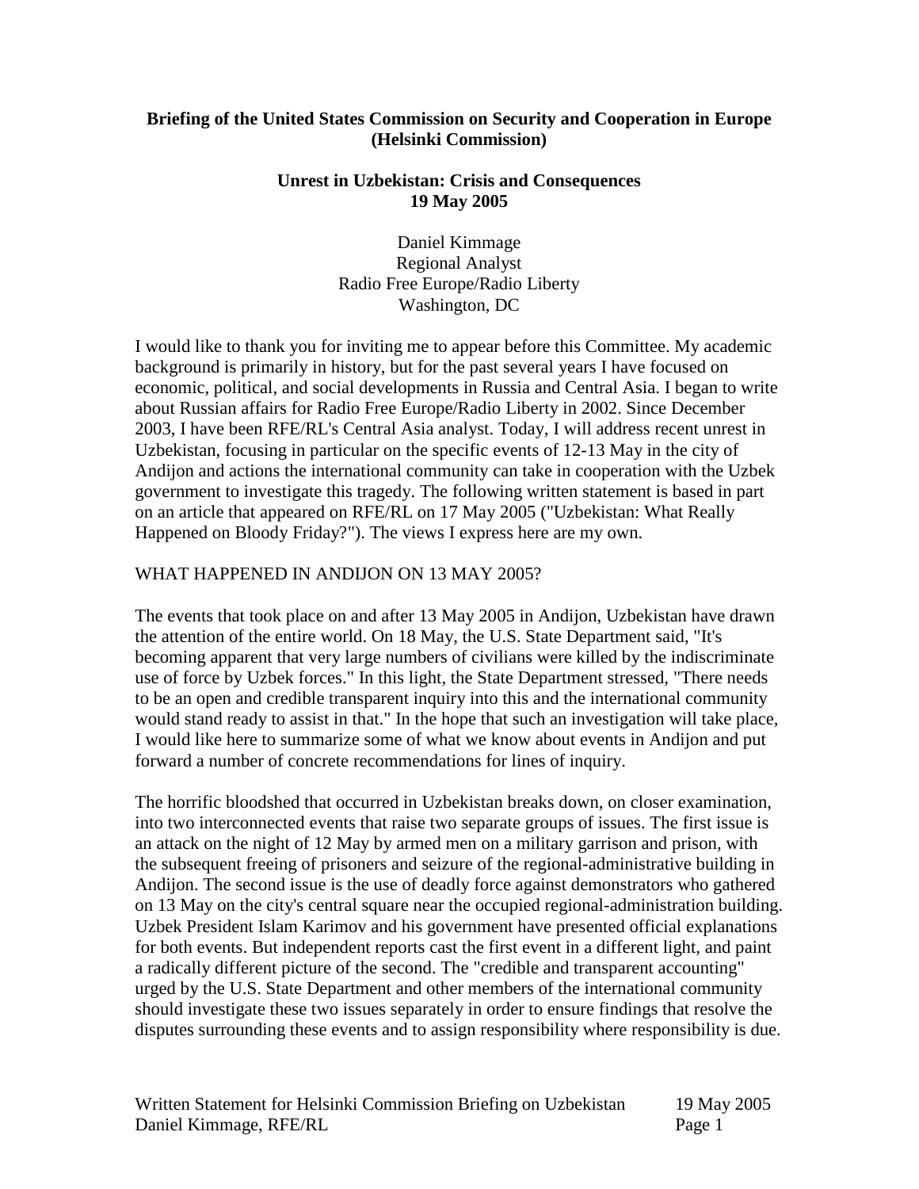**Briefing of the United States Commission on Security and Cooperation in Europe (Helsinki Commission)**

**Unrest in Uzbekistan: Crisis and Consequences**
**19 May 2005**

Daniel Kimmage
Regional Analyst
Radio Free Europe/Radio Liberty
Washington, DC

I would like to thank you for inviting me to appear before this Committee. My academic background is primarily in history, but for the past several years I have focused on economic, political, and social developments in Russia and Central Asia. I began to write about Russian affairs for Radio Free Europe/Radio Liberty in 2002. Since December 2003, I have been RFE/RL's Central Asia analyst. Today, I will address recent unrest in Uzbekistan, focusing in particular on the specific events of 12-13 May in the city of Andijon and actions the international community can take in cooperation with the Uzbek government to investigate this tragedy. The following written statement is based in part on an article that appeared on RFE/RL on 17 May 2005 ("Uzbekistan: What Really Happened on Bloody Friday?"). The views I express here are my own.

WHAT HAPPENED IN ANDIJON ON 13 MAY 2005?

The events that took place on and after 13 May 2005 in Andijon, Uzbekistan have drawn the attention of the entire world. On 18 May, the U.S. State Department said, "It's becoming apparent that very large numbers of civilians were killed by the indiscriminate use of force by Uzbek forces." In this light, the State Department stressed, "There needs to be an open and credible transparent inquiry into this and the international community would stand ready to assist in that." In the hope that such an investigation will take place, I would like here to summarize some of what we know about events in Andijon and put forward a number of concrete recommendations for lines of inquiry.

The horrific bloodshed that occurred in Uzbekistan breaks down, on closer examination, into two interconnected events that raise two separate groups of issues. The first issue is an attack on the night of 12 May by armed men on a military garrison and prison, with the subsequent freeing of prisoners and seizure of the regional-administrative building in Andijon. The second issue is the use of deadly force against demonstrators who gathered on 13 May on the city's central square near the occupied regional-administration building. Uzbek President Islam Karimov and his government have presented official explanations for both events. But independent reports cast the first event in a different light, and paint a radically different picture of the second. The "credible and transparent accounting" urged by the U.S. State Department and other members of the international community should investigate these two issues separately in order to ensure findings that resolve the disputes surrounding these events and to assign responsibility where responsibility is due.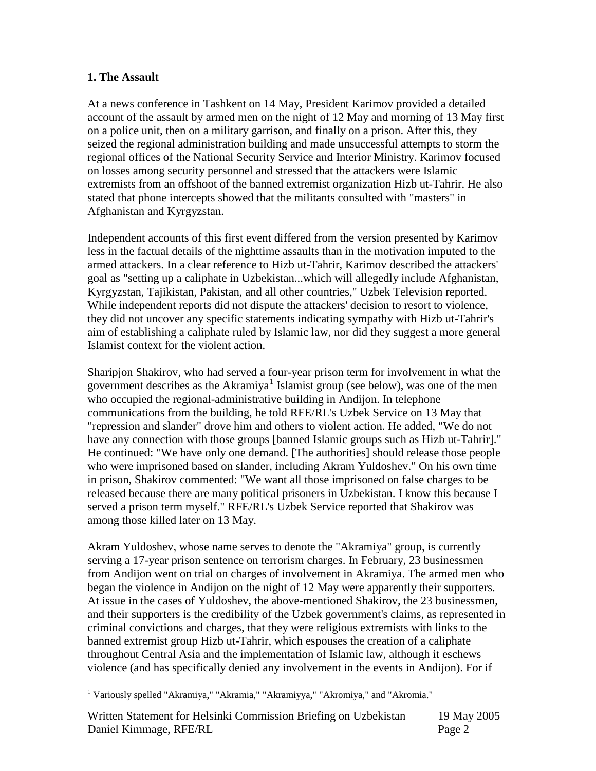## 1. The Assault

At a news conference in Tashkent on 14 May, President Karimov provided a detailed account of the assault by armed men on the night of 12 May and morning of 13 May first on a police unit, then on a military garrison, and finally on a prison. After this, they seized the regional administration building and made unsuccessful attempts to storm the regional offices of the National Security Service and Interior Ministry. Karimov focused on losses among security personnel and stressed that the attackers were Islamic extremists from an offshoot of the banned extremist organization Hizb ut-Tahrir. He also stated that phone intercepts showed that the militants consulted with "masters" in Afghanistan and Kyrgyzstan.

Independent accounts of this first event differed from the version presented by Karimov less in the factual details of the nighttime assaults than in the motivation imputed to the armed attackers. In a clear reference to Hizb ut-Tahrir, Karimov described the attackers' goal as "setting up a caliphate in Uzbekistan...which will allegedly include Afghanistan, Kyrgyzstan, Tajikistan, Pakistan, and all other countries," Uzbek Television reported. While independent reports did not dispute the attackers' decision to resort to violence, they did not uncover any specific statements indicating sympathy with Hizb ut-Tahrir's aim of establishing a caliphate ruled by Islamic law, nor did they suggest a more general Islamist context for the violent action.

Sharipjon Shakirov, who had served a four-year prison term for involvement in what the government describes as the Akramiya[1] Islamist group (see below), was one of the men who occupied the regional-administrative building in Andijon. In telephone communications from the building, he told RFE/RL's Uzbek Service on 13 May that "repression and slander" drove him and others to violent action. He added, "We do not have any connection with those groups [banned Islamic groups such as Hizb ut-Tahrir]." He continued: "We have only one demand. [The authorities] should release those people who were imprisoned based on slander, including Akram Yuldoshev." On his own time in prison, Shakirov commented: "We want all those imprisoned on false charges to be released because there are many political prisoners in Uzbekistan. I know this because I served a prison term myself." RFE/RL's Uzbek Service reported that Shakirov was among those killed later on 13 May.

Akram Yuldoshev, whose name serves to denote the "Akramiya" group, is currently serving a 17-year prison sentence on terrorism charges. In February, 23 businessmen from Andijon went on trial on charges of involvement in Akramiya. The armed men who began the violence in Andijon on the night of 12 May were apparently their supporters. At issue in the cases of Yuldoshev, the above-mentioned Shakirov, the 23 businessmen, and their supporters is the credibility of the Uzbek government's claims, as represented in criminal convictions and charges, that they were religious extremists with links to the banned extremist group Hizb ut-Tahrir, which espouses the creation of a caliphate throughout Central Asia and the implementation of Islamic law, although it eschews violence (and has specifically denied any involvement in the events in Andijon). For if

[1] Variously spelled "Akramiya," "Akramia," "Akramiyya," "Akromiya," and "Akromia."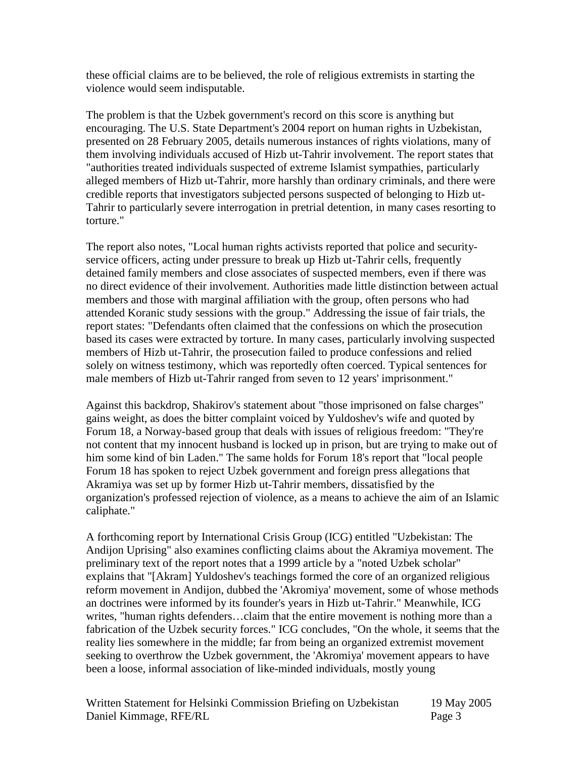these official claims are to be believed, the role of religious extremists in starting the violence would seem indisputable.

The problem is that the Uzbek government's record on this score is anything but encouraging. The U.S. State Department's 2004 report on human rights in Uzbekistan, presented on 28 February 2005, details numerous instances of rights violations, many of them involving individuals accused of Hizb ut-Tahrir involvement. The report states that "authorities treated individuals suspected of extreme Islamist sympathies, particularly alleged members of Hizb ut-Tahrir, more harshly than ordinary criminals, and there were credible reports that investigators subjected persons suspected of belonging to Hizb ut-Tahrir to particularly severe interrogation in pretrial detention, in many cases resorting to torture."

The report also notes, "Local human rights activists reported that police and security-service officers, acting under pressure to break up Hizb ut-Tahrir cells, frequently detained family members and close associates of suspected members, even if there was no direct evidence of their involvement. Authorities made little distinction between actual members and those with marginal affiliation with the group, often persons who had attended Koranic study sessions with the group." Addressing the issue of fair trials, the report states: "Defendants often claimed that the confessions on which the prosecution based its cases were extracted by torture. In many cases, particularly involving suspected members of Hizb ut-Tahrir, the prosecution failed to produce confessions and relied solely on witness testimony, which was reportedly often coerced. Typical sentences for male members of Hizb ut-Tahrir ranged from seven to 12 years' imprisonment."

Against this backdrop, Shakirov's statement about "those imprisoned on false charges" gains weight, as does the bitter complaint voiced by Yuldoshev's wife and quoted by Forum 18, a Norway-based group that deals with issues of religious freedom: "They're not content that my innocent husband is locked up in prison, but are trying to make out of him some kind of bin Laden." The same holds for Forum 18's report that "local people Forum 18 has spoken to reject Uzbek government and foreign press allegations that Akramiya was set up by former Hizb ut-Tahrir members, dissatisfied by the organization's professed rejection of violence, as a means to achieve the aim of an Islamic caliphate."

A forthcoming report by International Crisis Group (ICG) entitled "Uzbekistan: The Andijon Uprising" also examines conflicting claims about the Akramiya movement. The preliminary text of the report notes that a 1999 article by a "noted Uzbek scholar" explains that "[Akram] Yuldoshev's teachings formed the core of an organized religious reform movement in Andijon, dubbed the 'Akromiya' movement, some of whose methods an doctrines were informed by its founder's years in Hizb ut-Tahrir." Meanwhile, ICG writes, "human rights defenders…claim that the entire movement is nothing more than a fabrication of the Uzbek security forces." ICG concludes, "On the whole, it seems that the reality lies somewhere in the middle; far from being an organized extremist movement seeking to overthrow the Uzbek government, the 'Akromiya' movement appears to have been a loose, informal association of like-minded individuals, mostly young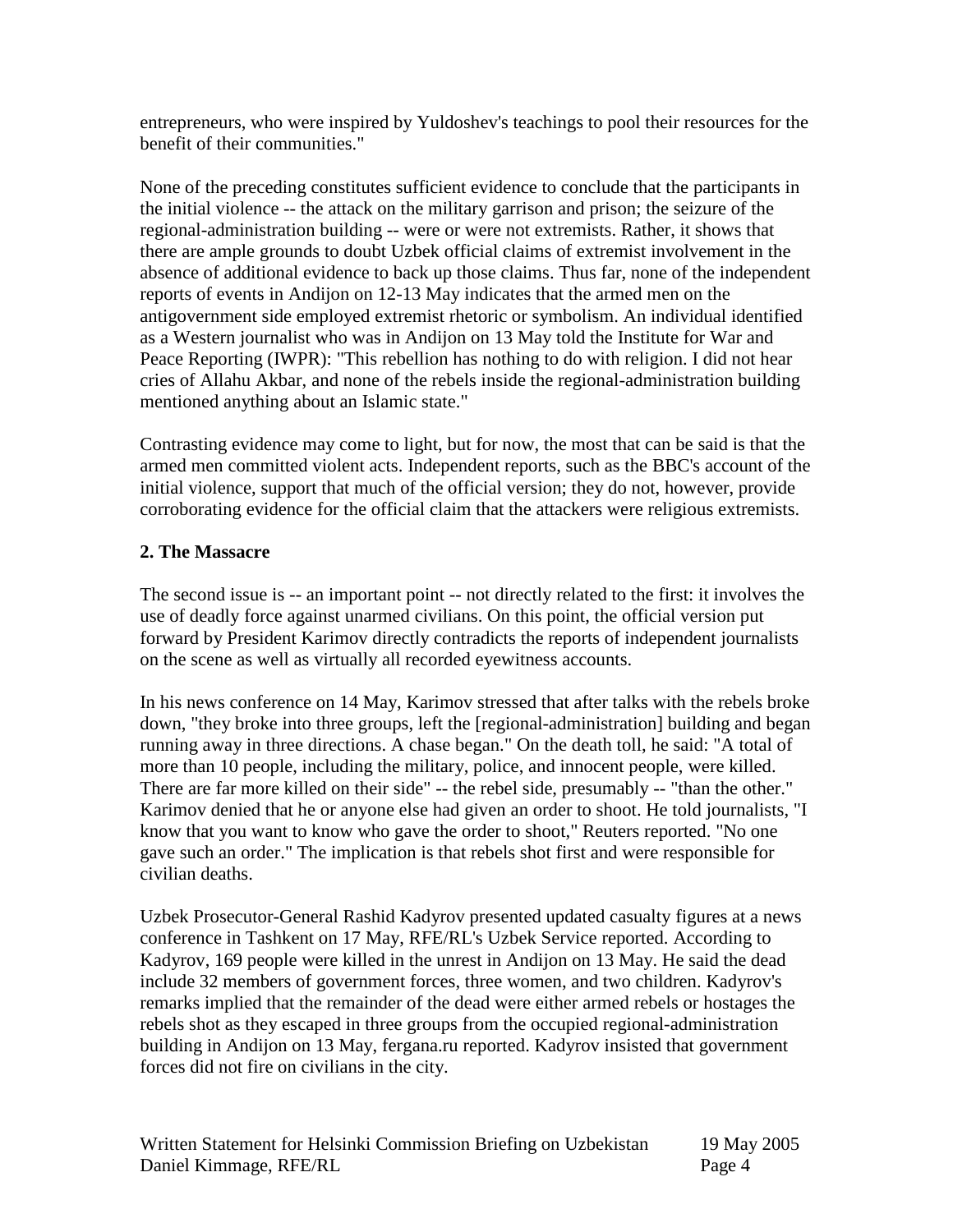entrepreneurs, who were inspired by Yuldoshev's teachings to pool their resources for the benefit of their communities."

None of the preceding constitutes sufficient evidence to conclude that the participants in the initial violence -- the attack on the military garrison and prison; the seizure of the regional-administration building -- were or were not extremists. Rather, it shows that there are ample grounds to doubt Uzbek official claims of extremist involvement in the absence of additional evidence to back up those claims. Thus far, none of the independent reports of events in Andijon on 12-13 May indicates that the armed men on the antigovernment side employed extremist rhetoric or symbolism. An individual identified as a Western journalist who was in Andijon on 13 May told the Institute for War and Peace Reporting (IWPR): "This rebellion has nothing to do with religion. I did not hear cries of Allahu Akbar, and none of the rebels inside the regional-administration building mentioned anything about an Islamic state."

Contrasting evidence may come to light, but for now, the most that can be said is that the armed men committed violent acts. Independent reports, such as the BBC's account of the initial violence, support that much of the official version; they do not, however, provide corroborating evidence for the official claim that the attackers were religious extremists.

**2. The Massacre**

The second issue is -- an important point -- not directly related to the first: it involves the use of deadly force against unarmed civilians. On this point, the official version put forward by President Karimov directly contradicts the reports of independent journalists on the scene as well as virtually all recorded eyewitness accounts.

In his news conference on 14 May, Karimov stressed that after talks with the rebels broke down, "they broke into three groups, left the [regional-administration] building and began running away in three directions. A chase began." On the death toll, he said: "A total of more than 10 people, including the military, police, and innocent people, were killed. There are far more killed on their side" -- the rebel side, presumably -- "than the other." Karimov denied that he or anyone else had given an order to shoot. He told journalists, "I know that you want to know who gave the order to shoot," Reuters reported. "No one gave such an order." The implication is that rebels shot first and were responsible for civilian deaths.

Uzbek Prosecutor-General Rashid Kadyrov presented updated casualty figures at a news conference in Tashkent on 17 May, RFE/RL's Uzbek Service reported. According to Kadyrov, 169 people were killed in the unrest in Andijon on 13 May. He said the dead include 32 members of government forces, three women, and two children. Kadyrov's remarks implied that the remainder of the dead were either armed rebels or hostages the rebels shot as they escaped in three groups from the occupied regional-administration building in Andijon on 13 May, fergana.ru reported. Kadyrov insisted that government forces did not fire on civilians in the city.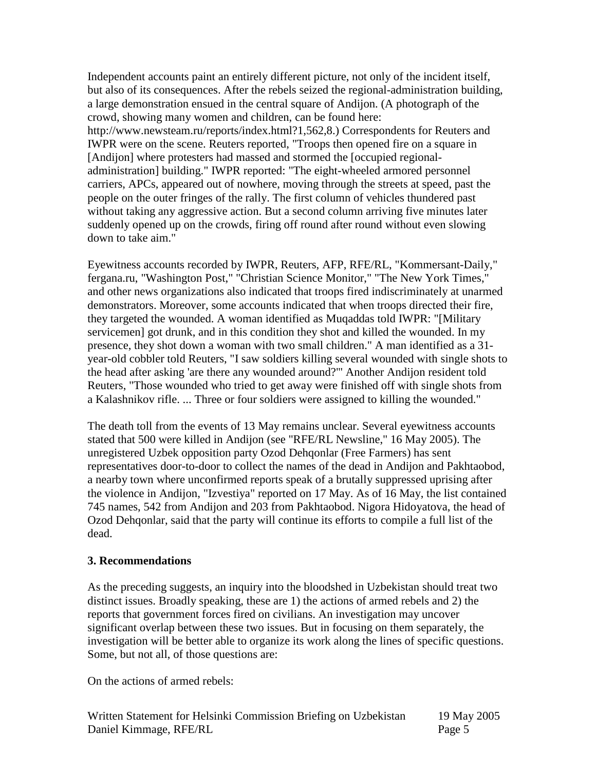Independent accounts paint an entirely different picture, not only of the incident itself, but also of its consequences. After the rebels seized the regional-administration building, a large demonstration ensued in the central square of Andijon. (A photograph of the crowd, showing many women and children, can be found here: http://www.newsteam.ru/reports/index.html?1,562,8.) Correspondents for Reuters and IWPR were on the scene. Reuters reported, "Troops then opened fire on a square in [Andijon] where protesters had massed and stormed the [occupied regional-administration] building." IWPR reported: "The eight-wheeled armored personnel carriers, APCs, appeared out of nowhere, moving through the streets at speed, past the people on the outer fringes of the rally. The first column of vehicles thundered past without taking any aggressive action. But a second column arriving five minutes later suddenly opened up on the crowds, firing off round after round without even slowing down to take aim."

Eyewitness accounts recorded by IWPR, Reuters, AFP, RFE/RL, "Kommersant-Daily," fergana.ru, "Washington Post," "Christian Science Monitor," "The New York Times," and other news organizations also indicated that troops fired indiscriminately at unarmed demonstrators. Moreover, some accounts indicated that when troops directed their fire, they targeted the wounded. A woman identified as Muqaddas told IWPR: "[Military servicemen] got drunk, and in this condition they shot and killed the wounded. In my presence, they shot down a woman with two small children." A man identified as a 31-year-old cobbler told Reuters, "I saw soldiers killing several wounded with single shots to the head after asking 'are there any wounded around?'" Another Andijon resident told Reuters, "Those wounded who tried to get away were finished off with single shots from a Kalashnikov rifle. ... Three or four soldiers were assigned to killing the wounded."

The death toll from the events of 13 May remains unclear. Several eyewitness accounts stated that 500 were killed in Andijon (see "RFE/RL Newsline," 16 May 2005). The unregistered Uzbek opposition party Ozod Dehqonlar (Free Farmers) has sent representatives door-to-door to collect the names of the dead in Andijon and Pakhtaobod, a nearby town where unconfirmed reports speak of a brutally suppressed uprising after the violence in Andijon, "Izvestiya" reported on 17 May. As of 16 May, the list contained 745 names, 542 from Andijon and 203 from Pakhtaobod. Nigora Hidoyatova, the head of Ozod Dehqonlar, said that the party will continue its efforts to compile a full list of the dead.

## 3. Recommendations

As the preceding suggests, an inquiry into the bloodshed in Uzbekistan should treat two distinct issues. Broadly speaking, these are 1) the actions of armed rebels and 2) the reports that government forces fired on civilians. An investigation may uncover significant overlap between these two issues. But in focusing on them separately, the investigation will be better able to organize its work along the lines of specific questions. Some, but not all, of those questions are:

On the actions of armed rebels: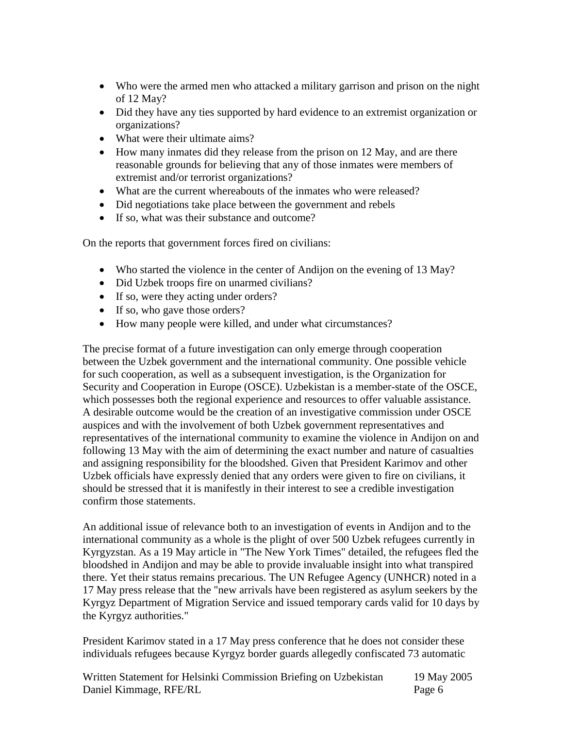- Who were the armed men who attacked a military garrison and prison on the night of 12 May?
- Did they have any ties supported by hard evidence to an extremist organization or organizations?
- What were their ultimate aims?
- How many inmates did they release from the prison on 12 May, and are there reasonable grounds for believing that any of those inmates were members of extremist and/or terrorist organizations?
- What are the current whereabouts of the inmates who were released?
- Did negotiations take place between the government and rebels
- If so, what was their substance and outcome?

On the reports that government forces fired on civilians:

- Who started the violence in the center of Andijon on the evening of 13 May?
- Did Uzbek troops fire on unarmed civilians?
- If so, were they acting under orders?
- If so, who gave those orders?
- How many people were killed, and under what circumstances?

The precise format of a future investigation can only emerge through cooperation between the Uzbek government and the international community. One possible vehicle for such cooperation, as well as a subsequent investigation, is the Organization for Security and Cooperation in Europe (OSCE). Uzbekistan is a member-state of the OSCE, which possesses both the regional experience and resources to offer valuable assistance. A desirable outcome would be the creation of an investigative commission under OSCE auspices and with the involvement of both Uzbek government representatives and representatives of the international community to examine the violence in Andijon on and following 13 May with the aim of determining the exact number and nature of casualties and assigning responsibility for the bloodshed. Given that President Karimov and other Uzbek officials have expressly denied that any orders were given to fire on civilians, it should be stressed that it is manifestly in their interest to see a credible investigation confirm those statements.

An additional issue of relevance both to an investigation of events in Andijon and to the international community as a whole is the plight of over 500 Uzbek refugees currently in Kyrgyzstan. As a 19 May article in "The New York Times" detailed, the refugees fled the bloodshed in Andijon and may be able to provide invaluable insight into what transpired there. Yet their status remains precarious. The UN Refugee Agency (UNHCR) noted in a 17 May press release that the "new arrivals have been registered as asylum seekers by the Kyrgyz Department of Migration Service and issued temporary cards valid for 10 days by the Kyrgyz authorities."

President Karimov stated in a 17 May press conference that he does not consider these individuals refugees because Kyrgyz border guards allegedly confiscated 73 automatic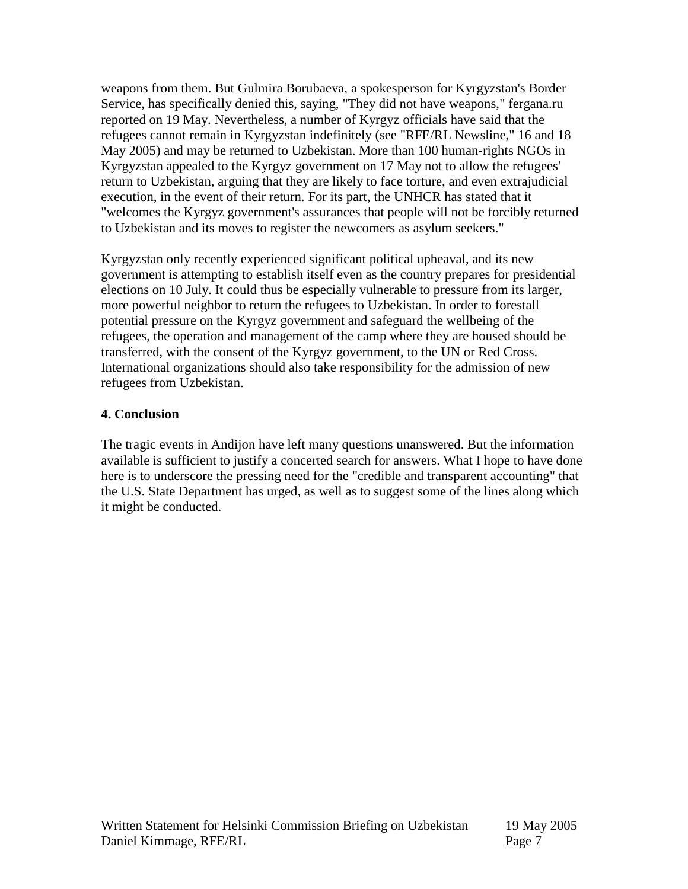weapons from them. But Gulmira Borubaeva, a spokesperson for Kyrgyzstan's Border Service, has specifically denied this, saying, "They did not have weapons," fergana.ru reported on 19 May. Nevertheless, a number of Kyrgyz officials have said that the refugees cannot remain in Kyrgyzstan indefinitely (see "RFE/RL Newsline," 16 and 18 May 2005) and may be returned to Uzbekistan. More than 100 human-rights NGOs in Kyrgyzstan appealed to the Kyrgyz government on 17 May not to allow the refugees' return to Uzbekistan, arguing that they are likely to face torture, and even extrajudicial execution, in the event of their return. For its part, the UNHCR has stated that it "welcomes the Kyrgyz government's assurances that people will not be forcibly returned to Uzbekistan and its moves to register the newcomers as asylum seekers."

Kyrgyzstan only recently experienced significant political upheaval, and its new government is attempting to establish itself even as the country prepares for presidential elections on 10 July. It could thus be especially vulnerable to pressure from its larger, more powerful neighbor to return the refugees to Uzbekistan. In order to forestall potential pressure on the Kyrgyz government and safeguard the wellbeing of the refugees, the operation and management of the camp where they are housed should be transferred, with the consent of the Kyrgyz government, to the UN or Red Cross. International organizations should also take responsibility for the admission of new refugees from Uzbekistan.

**4. Conclusion**

The tragic events in Andijon have left many questions unanswered. But the information available is sufficient to justify a concerted search for answers. What I hope to have done here is to underscore the pressing need for the "credible and transparent accounting" that the U.S. State Department has urged, as well as to suggest some of the lines along which it might be conducted.